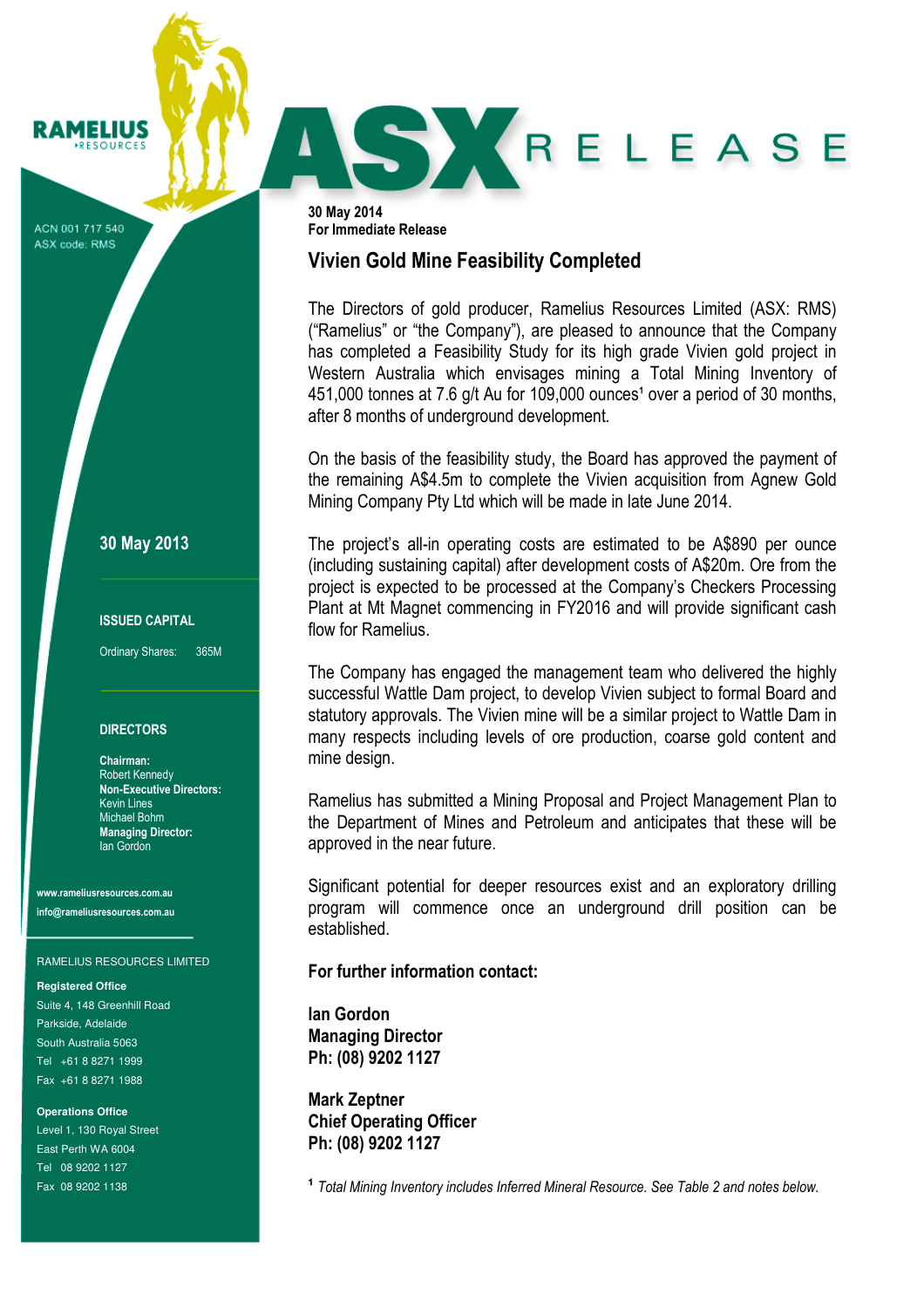RAMELIUS RESOURCES

ACN 001 717 540
ASX code: RMS

# ASX RELEASE

**30 May 2014**
**For Immediate Release**

## Vivien Gold Mine Feasibility Completed

The Directors of gold producer, Ramelius Resources Limited (ASX: RMS) ("Ramelius" or "the Company"), are pleased to announce that the Company has completed a Feasibility Study for its high grade Vivien gold project in Western Australia which envisages mining a Total Mining Inventory of 451,000 tonnes at 7.6 g/t Au for 109,000 ounces[1] over a period of 30 months, after 8 months of underground development.

On the basis of the feasibility study, the Board has approved the payment of the remaining A$4.5m to complete the Vivien acquisition from Agnew Gold Mining Company Pty Ltd which will be made in late June 2014.

The project's all-in operating costs are estimated to be A$890 per ounce (including sustaining capital) after development costs of A$20m. Ore from the project is expected to be processed at the Company's Checkers Processing Plant at Mt Magnet commencing in FY2016 and will provide significant cash flow for Ramelius.

The Company has engaged the management team who delivered the highly successful Wattle Dam project, to develop Vivien subject to formal Board and statutory approvals. The Vivien mine will be a similar project to Wattle Dam in many respects including levels of ore production, coarse gold content and mine design.

Ramelius has submitted a Mining Proposal and Project Management Plan to the Department of Mines and Petroleum and anticipates that these will be approved in the near future.

Significant potential for deeper resources exist and an exploratory drilling program will commence once an underground drill position can be established.

**For further information contact:**

**Ian Gordon**
**Managing Director**
**Ph: (08) 9202 1127**

**Mark Zeptner**
**Chief Operating Officer**
**Ph: (08) 9202 1127**

[1] *Total Mining Inventory includes Inferred Mineral Resource. See Table 2 and notes below.*

**30 May 2013**

**ISSUED CAPITAL**

Ordinary Shares: 365M

**DIRECTORS**

**Chairman:**
Robert Kennedy
**Non-Executive Directors:**
Kevin Lines
Michael Bohm
**Managing Director:**
Ian Gordon

www.rameliusresources.com.au
info@rameliusresources.com.au

RAMELIUS RESOURCES LIMITED

**Registered Office**
Suite 4, 148 Greenhill Road
Parkside, Adelaide
South Australia 5063
Tel +61 8 8271 1999
Fax +61 8 8271 1988

**Operations Office**
Level 1, 130 Royal Street
East Perth WA 6004
Tel 08 9202 1127
Fax 08 9202 1138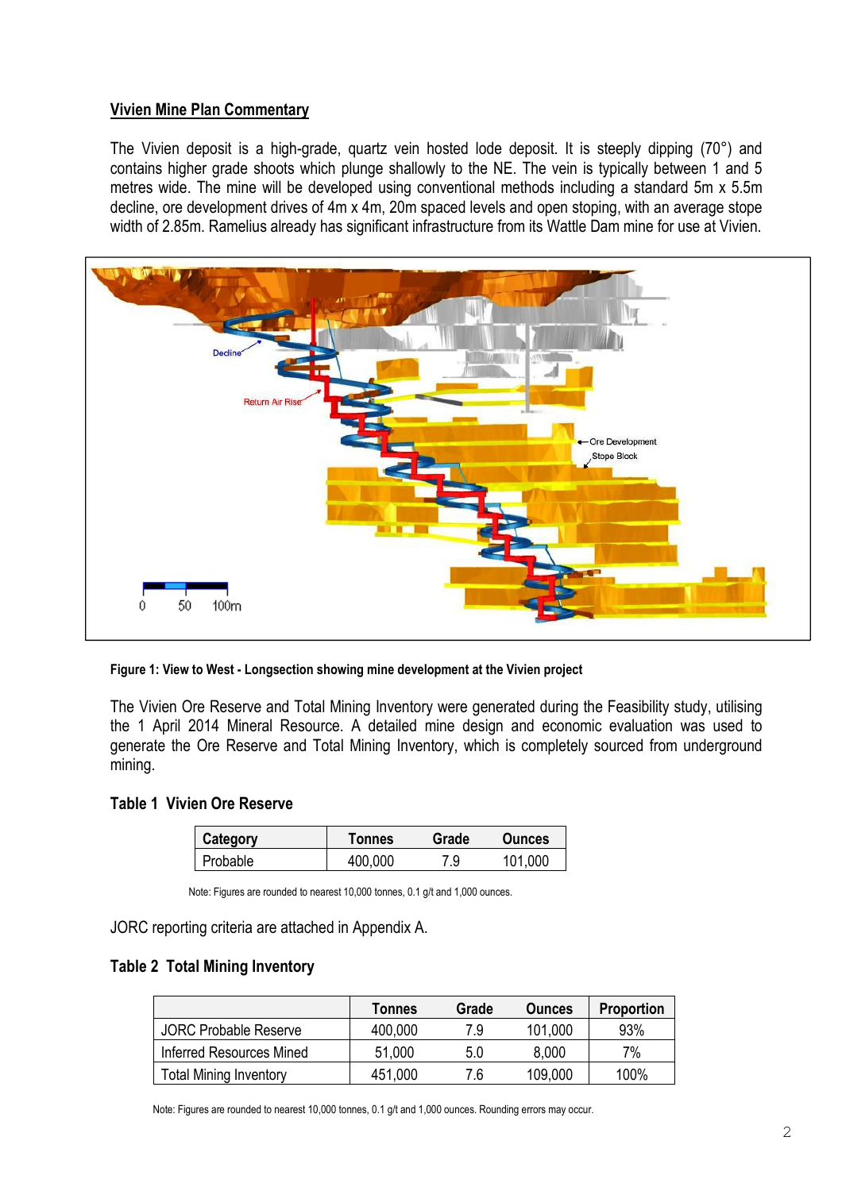## Vivien Mine Plan Commentary

The Vivien deposit is a high-grade, quartz vein hosted lode deposit. It is steeply dipping (70°) and contains higher grade shoots which plunge shallowly to the NE. The vein is typically between 1 and 5 metres wide. The mine will be developed using conventional methods including a standard 5m x 5.5m decline, ore development drives of 4m x 4m, 20m spaced levels and open stoping, with an average stope width of 2.85m. Ramelius already has significant infrastructure from its Wattle Dam mine for use at Vivien.

**Figure 1: View to West - Longsection showing mine development at the Vivien project**

The Vivien Ore Reserve and Total Mining Inventory were generated during the Feasibility study, utilising the 1 April 2014 Mineral Resource. A detailed mine design and economic evaluation was used to generate the Ore Reserve and Total Mining Inventory, which is completely sourced from underground mining.

### Table 1 Vivien Ore Reserve

| Category | Tonnes | Grade | Ounces |
|---|---|---|---|
| Probable | 400,000 | 7.9 | 101,000 |

Note: Figures are rounded to nearest 10,000 tonnes, 0.1 g/t and 1,000 ounces.

JORC reporting criteria are attached in Appendix A.

### Table 2 Total Mining Inventory

| | Tonnes | Grade | Ounces | Proportion |
|---|---|---|---|---|
| JORC Probable Reserve | 400,000 | 7.9 | 101,000 | 93% |
| Inferred Resources Mined | 51,000 | 5.0 | 8,000 | 7% |
| Total Mining Inventory | 451,000 | 7.6 | 109,000 | 100% |

Note: Figures are rounded to nearest 10,000 tonnes, 0.1 g/t and 1,000 ounces. Rounding errors may occur.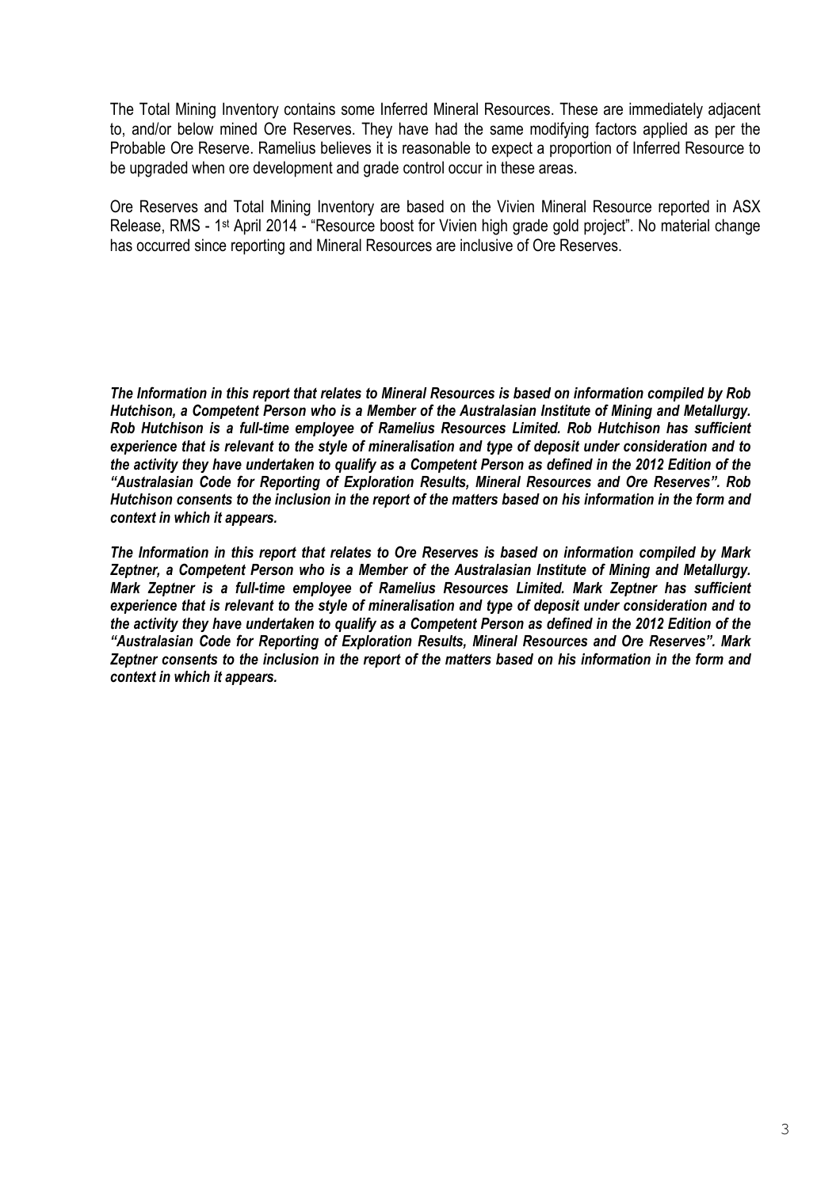The Total Mining Inventory contains some Inferred Mineral Resources. These are immediately adjacent to, and/or below mined Ore Reserves. They have had the same modifying factors applied as per the Probable Ore Reserve. Ramelius believes it is reasonable to expect a proportion of Inferred Resource to be upgraded when ore development and grade control occur in these areas.

Ore Reserves and Total Mining Inventory are based on the Vivien Mineral Resource reported in ASX Release, RMS - 1st April 2014 - "Resource boost for Vivien high grade gold project". No material change has occurred since reporting and Mineral Resources are inclusive of Ore Reserves.

***The Information in this report that relates to Mineral Resources is based on information compiled by Rob Hutchison, a Competent Person who is a Member of the Australasian Institute of Mining and Metallurgy. Rob Hutchison is a full-time employee of Ramelius Resources Limited. Rob Hutchison has sufficient experience that is relevant to the style of mineralisation and type of deposit under consideration and to the activity they have undertaken to qualify as a Competent Person as defined in the 2012 Edition of the "Australasian Code for Reporting of Exploration Results, Mineral Resources and Ore Reserves". Rob Hutchison consents to the inclusion in the report of the matters based on his information in the form and context in which it appears.***

***The Information in this report that relates to Ore Reserves is based on information compiled by Mark Zeptner, a Competent Person who is a Member of the Australasian Institute of Mining and Metallurgy. Mark Zeptner is a full-time employee of Ramelius Resources Limited. Mark Zeptner has sufficient experience that is relevant to the style of mineralisation and type of deposit under consideration and to the activity they have undertaken to qualify as a Competent Person as defined in the 2012 Edition of the "Australasian Code for Reporting of Exploration Results, Mineral Resources and Ore Reserves". Mark Zeptner consents to the inclusion in the report of the matters based on his information in the form and context in which it appears.***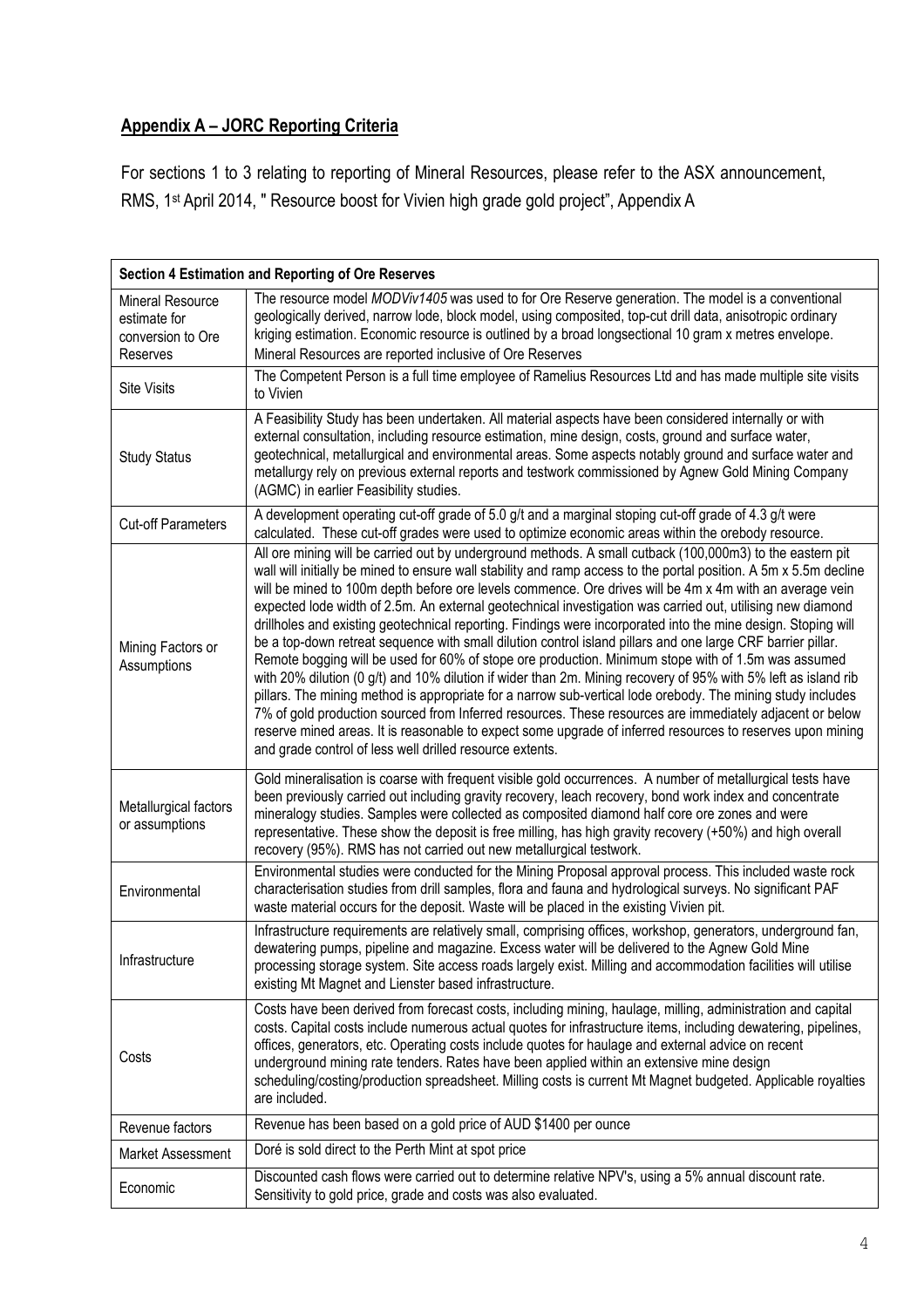## **Appendix A – JORC Reporting Criteria**

For sections 1 to 3 relating to reporting of Mineral Resources, please refer to the ASX announcement, RMS, 1st April 2014, " Resource boost for Vivien high grade gold project", Appendix A

| **Section 4 Estimation and Reporting of Ore Reserves** | |
|---|---|
| Mineral Resource estimate for conversion to Ore Reserves | The resource model *MODViv1405* was used to for Ore Reserve generation. The model is a conventional geologically derived, narrow lode, block model, using composited, top-cut drill data, anisotropic ordinary kriging estimation. Economic resource is outlined by a broad longsectional 10 gram x metres envelope. Mineral Resources are reported inclusive of Ore Reserves |
| Site Visits | The Competent Person is a full time employee of Ramelius Resources Ltd and has made multiple site visits to Vivien |
| Study Status | A Feasibility Study has been undertaken. All material aspects have been considered internally or with external consultation, including resource estimation, mine design, costs, ground and surface water, geotechnical, metallurgical and environmental areas. Some aspects notably ground and surface water and metallurgy rely on previous external reports and testwork commissioned by Agnew Gold Mining Company (AGMC) in earlier Feasibility studies. |
| Cut-off Parameters | A development operating cut-off grade of 5.0 g/t and a marginal stoping cut-off grade of 4.3 g/t were calculated. These cut-off grades were used to optimize economic areas within the orebody resource. |
| Mining Factors or Assumptions | All ore mining will be carried out by underground methods. A small cutback (100,000m3) to the eastern pit wall will initially be mined to ensure wall stability and ramp access to the portal position. A 5m x 5.5m decline will be mined to 100m depth before ore levels commence. Ore drives will be 4m x 4m with an average vein expected lode width of 2.5m. An external geotechnical investigation was carried out, utilising new diamond drillholes and existing geotechnical reporting. Findings were incorporated into the mine design. Stoping will be a top-down retreat sequence with small dilution control island pillars and one large CRF barrier pillar. Remote bogging will be used for 60% of stope ore production. Minimum stope with of 1.5m was assumed with 20% dilution (0 g/t) and 10% dilution if wider than 2m. Mining recovery of 95% with 5% left as island rib pillars. The mining method is appropriate for a narrow sub-vertical lode orebody. The mining study includes 7% of gold production sourced from Inferred resources. These resources are immediately adjacent or below reserve mined areas. It is reasonable to expect some upgrade of inferred resources to reserves upon mining and grade control of less well drilled resource extents. |
| Metallurgical factors or assumptions | Gold mineralisation is coarse with frequent visible gold occurrences. A number of metallurgical tests have been previously carried out including gravity recovery, leach recovery, bond work index and concentrate mineralogy studies. Samples were collected as composited diamond half core ore zones and were representative. These show the deposit is free milling, has high gravity recovery (+50%) and high overall recovery (95%). RMS has not carried out new metallurgical testwork. |
| Environmental | Environmental studies were conducted for the Mining Proposal approval process. This included waste rock characterisation studies from drill samples, flora and fauna and hydrological surveys. No significant PAF waste material occurs for the deposit. Waste will be placed in the existing Vivien pit. |
| Infrastructure | Infrastructure requirements are relatively small, comprising offices, workshop, generators, underground fan, dewatering pumps, pipeline and magazine. Excess water will be delivered to the Agnew Gold Mine processing storage system. Site access roads largely exist. Milling and accommodation facilities will utilise existing Mt Magnet and Lienster based infrastructure. |
| Costs | Costs have been derived from forecast costs, including mining, haulage, milling, administration and capital costs. Capital costs include numerous actual quotes for infrastructure items, including dewatering, pipelines, offices, generators, etc. Operating costs include quotes for haulage and external advice on recent underground mining rate tenders. Rates have been applied within an extensive mine design scheduling/costing/production spreadsheet. Milling costs is current Mt Magnet budgeted. Applicable royalties are included. |
| Revenue factors | Revenue has been based on a gold price of AUD $1400 per ounce |
| Market Assessment | Doré is sold direct to the Perth Mint at spot price |
| Economic | Discounted cash flows were carried out to determine relative NPV's, using a 5% annual discount rate. Sensitivity to gold price, grade and costs was also evaluated. |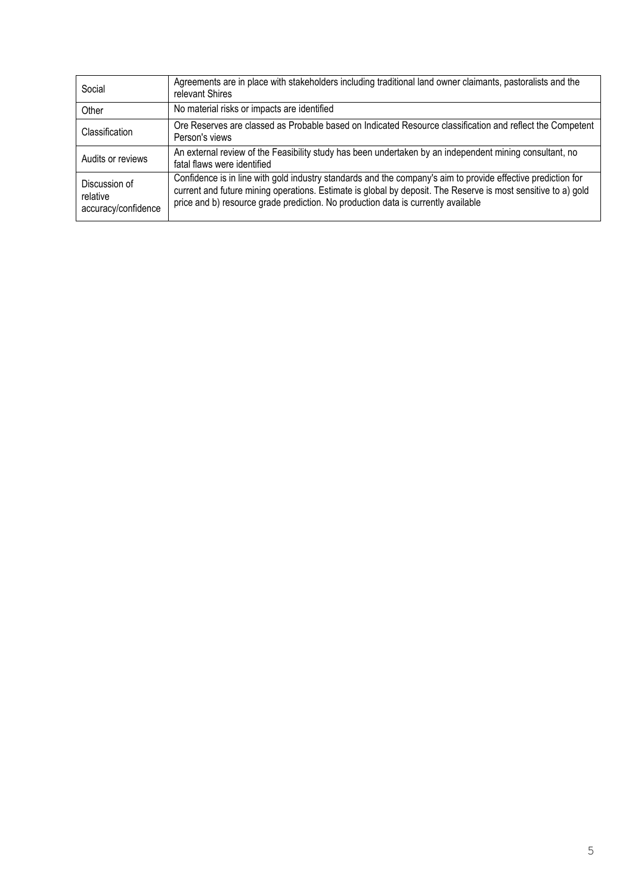| | |
|---|---|
| Social | Agreements are in place with stakeholders including traditional land owner claimants, pastoralists and the relevant Shires |
| Other | No material risks or impacts are identified |
| Classification | Ore Reserves are classed as Probable based on Indicated Resource classification and reflect the Competent Person's views |
| Audits or reviews | An external review of the Feasibility study has been undertaken by an independent mining consultant, no fatal flaws were identified |
| Discussion of relative accuracy/confidence | Confidence is in line with gold industry standards and the company's aim to provide effective prediction for current and future mining operations. Estimate is global by deposit. The Reserve is most sensitive to a) gold price and b) resource grade prediction. No production data is currently available |